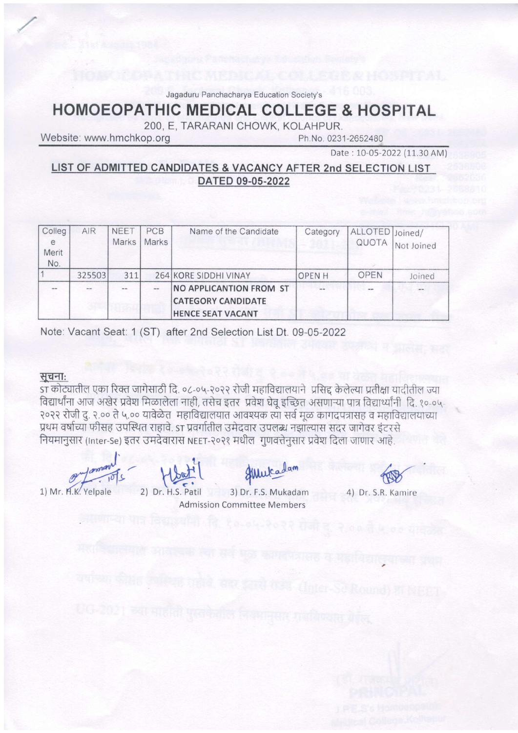Jagaduru Panchacharya Education Society's

# HOMOEOPATHIC MEDICAL COLLEGE & HOSPITAL

200, E, TARARANI CHOWK, KOLAHPUR.

Website: www.hmchkop.org Ph.No. 0231-2652480

Date : 10-05-2022 (11.30 AM)

## LIST OF ADMITTED CANDIDATES & VACANCY AFTER 2nd SELECTION LIST DATED 09-05-2022

| College Merit No. | AIR | NEET Marks | PCB Marks | Name of the Candidate | Category | ALLOTED QUOTA | Joined/ Not Joined |
|---|---|---|---|---|---|---|---|
| 1 | 325503 | 311 | 264 | KORE SIDDHI VINAY | OPEN H | OPEN | Joined |
| -- | -- | -- | -- | **NO APPLICANTION FROM ST CATEGORY CANDIDATE HENCE SEAT VACANT** | -- | -- | -- |

Note: Vacant Seat: 1 (ST) after 2nd Selection List Dt. 09-05-2022

**सूचना:**

ST कोट्यातील एका रिक्त जागेसाठी दि. ०८-०५-२०२२ रोजी महाविद्यालयाने प्रसिद्ध केलेल्या प्रतीक्षा यादीतील ज्या विद्यार्थांना आज अखेर प्रवेश मिळालेला नाही, तसेच इतर प्रवेश घेवू इच्छित असणाऱ्या पात्र विद्यार्थ्यांनी दि. १०-०५-२०२२ रोजी दु. २.०० ते ५.०० यावेळेत महाविद्यालयात आवश्यक त्या सर्व मूळ कागदपत्रासह व महाविद्यालयाच्या प्रथम वर्षाच्या फीसह उपस्थित राहावे. ST प्रवर्गातील उमेदवार उपलब्ध नझाल्यास सदर जागेवर इंटरसे नियमानुसार (Inter-Se) इतर उमेदवारास NEET-२०२१ मधील गुणवत्तेनुसार प्रवेश दिला जाणार आहे.

1) Mr. H.K. Yelpale 2) Dr. H.S. Patil 3) Dr. F.S. Mukadam 4) Dr. S.R. Kamire

Admission Committee Members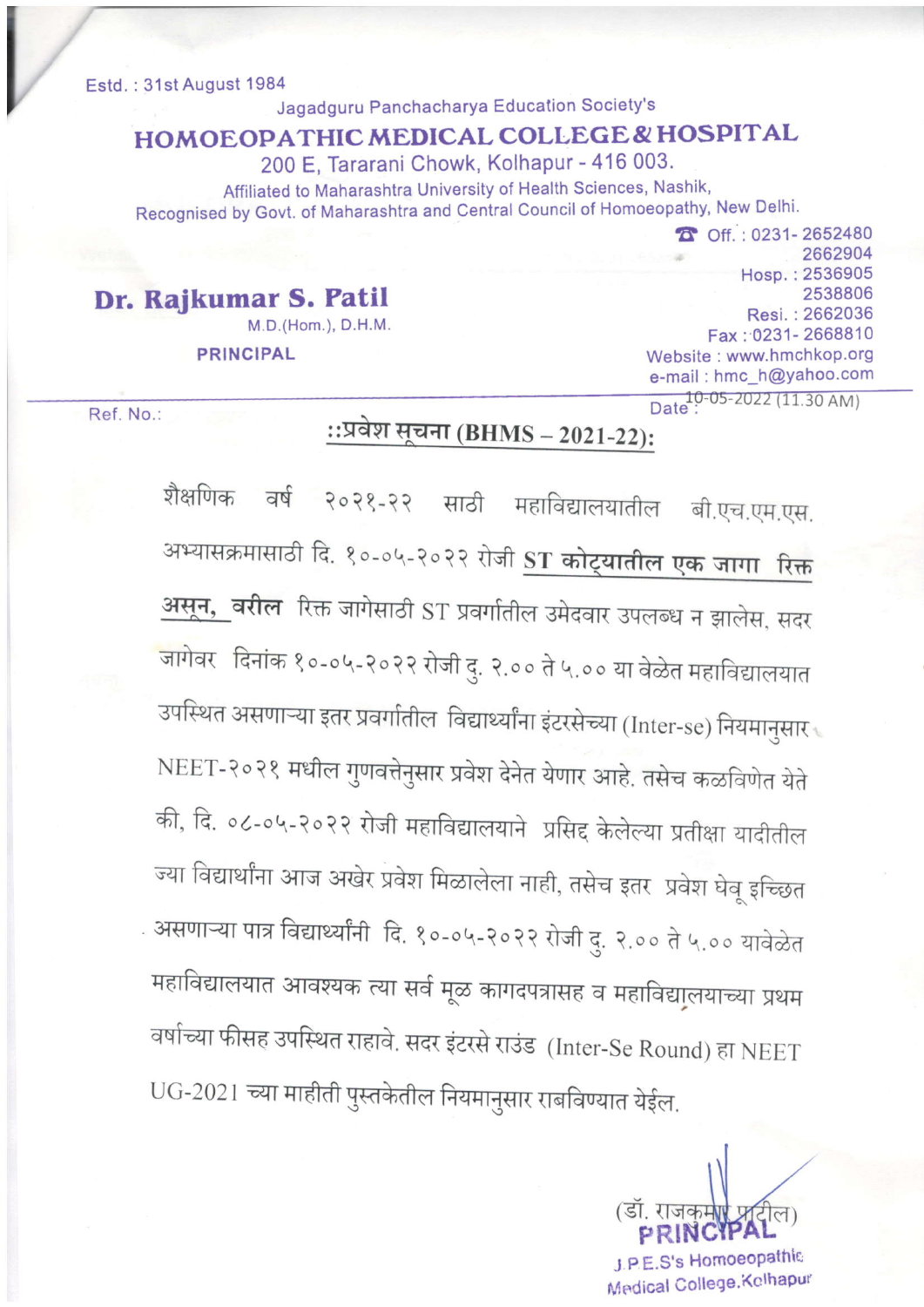Estd. : 31st August 1984

Jagadguru Panchacharya Education Society's

# HOMOEOPATHIC MEDICAL COLLEGE & HOSPITAL

200 E, Tararani Chowk, Kolhapur - 416 003.

Affiliated to Maharashtra University of Health Sciences, Nashik,
Recognised by Govt. of Maharashtra and Central Council of Homoeopathy, New Delhi.

**Dr. Rajkumar S. Patil**
M.D.(Hom.), D.H.M.
**PRINCIPAL**

☎ Off. : 0231- 2652480
2662904
Hosp. : 2536905
2538806
Resi. : 2662036
Fax : 0231- 2668810
Website : www.hmchkop.org
e-mail : hmc_h@yahoo.com

Ref. No.:

Date : 10-05-2022 (11.30 AM)

## ::प्रवेश सूचना (BHMS – 2021-22):

शैक्षणिक वर्ष २०२१-२२ साठी महाविद्यालयातील बी.एच.एम.एस. अभ्यासक्रमासाठी दि. १०-०५-२०२२ रोजी **ST कोट्यातील एक जागा रिक्त असून, वरील** रिक्त जागेसाठी ST प्रवर्गातील उमेदवार उपलब्ध न झालेस, सदर जागेवर दिनांक १०-०५-२०२२ रोजी दु. २.०० ते ५.०० या वेळेत महाविद्यालयात उपस्थित असणाऱ्या इतर प्रवर्गातील विद्यार्थ्यांना इंटरसेच्या (Inter-se) नियमानुसार NEET-२०२१ मधील गुणवत्तेनुसार प्रवेश देनेत येणार आहे. तसेच कळविणेत येते की, दि. ०८-०५-२०२२ रोजी महाविद्यालयाने प्रसिद्द केलेल्या प्रतीक्षा यादीतील ज्या विद्यार्थांना आज अखेर प्रवेश मिळालेला नाही, तसेच इतर प्रवेश घेवू इच्छित असणाऱ्या पात्र विद्यार्थ्यांनी दि. १०-०५-२०२२ रोजी दु. २.०० ते ५.०० यावेळेत महाविद्यालयात आवश्यक त्या सर्व मूळ कागदपत्रासह व महाविद्यालयाच्या प्रथम वर्षाच्या फीसह उपस्थित राहावे. सदर इंटरसे राउंड (Inter-Se Round) हा NEET UG-2021 च्या माहीती पुस्तकेतील नियमानुसार राबविण्यात येईल.

(डॉ. राजकुमार पाटील)
PRINCIPAL
J.P.E.S's Homoeopathic Medical College.Kolhapur